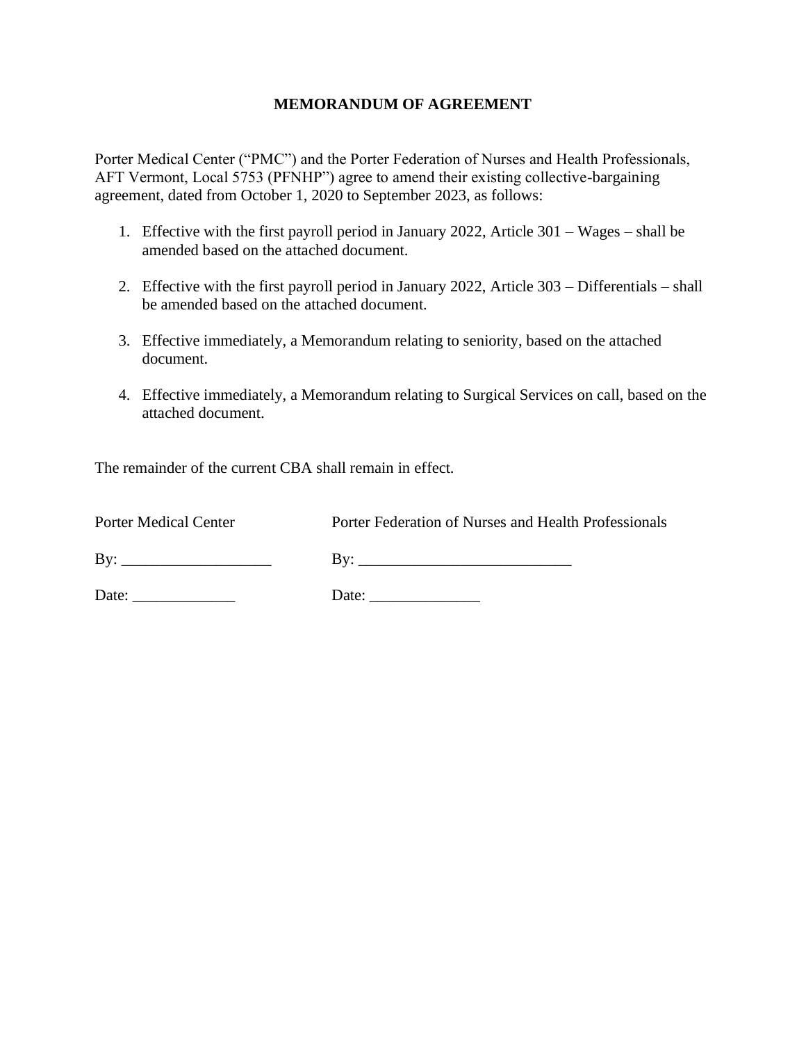# MEMORANDUM OF AGREEMENT

Porter Medical Center ("PMC") and the Porter Federation of Nurses and Health Professionals, AFT Vermont, Local 5753 (PFNHP") agree to amend their existing collective-bargaining agreement, dated from October 1, 2020 to September 2023, as follows:

1. Effective with the first payroll period in January 2022, Article 301 – Wages – shall be amended based on the attached document.

2. Effective with the first payroll period in January 2022, Article 303 – Differentials – shall be amended based on the attached document.

3. Effective immediately, a Memorandum relating to seniority, based on the attached document.

4. Effective immediately, a Memorandum relating to Surgical Services on call, based on the attached document.

The remainder of the current CBA shall remain in effect.

| Porter Medical Center | Porter Federation of Nurses and Health Professionals |
|---|---|
| By: ___________________ | By: ___________________________ |
| Date: _____________ | Date: ______________ |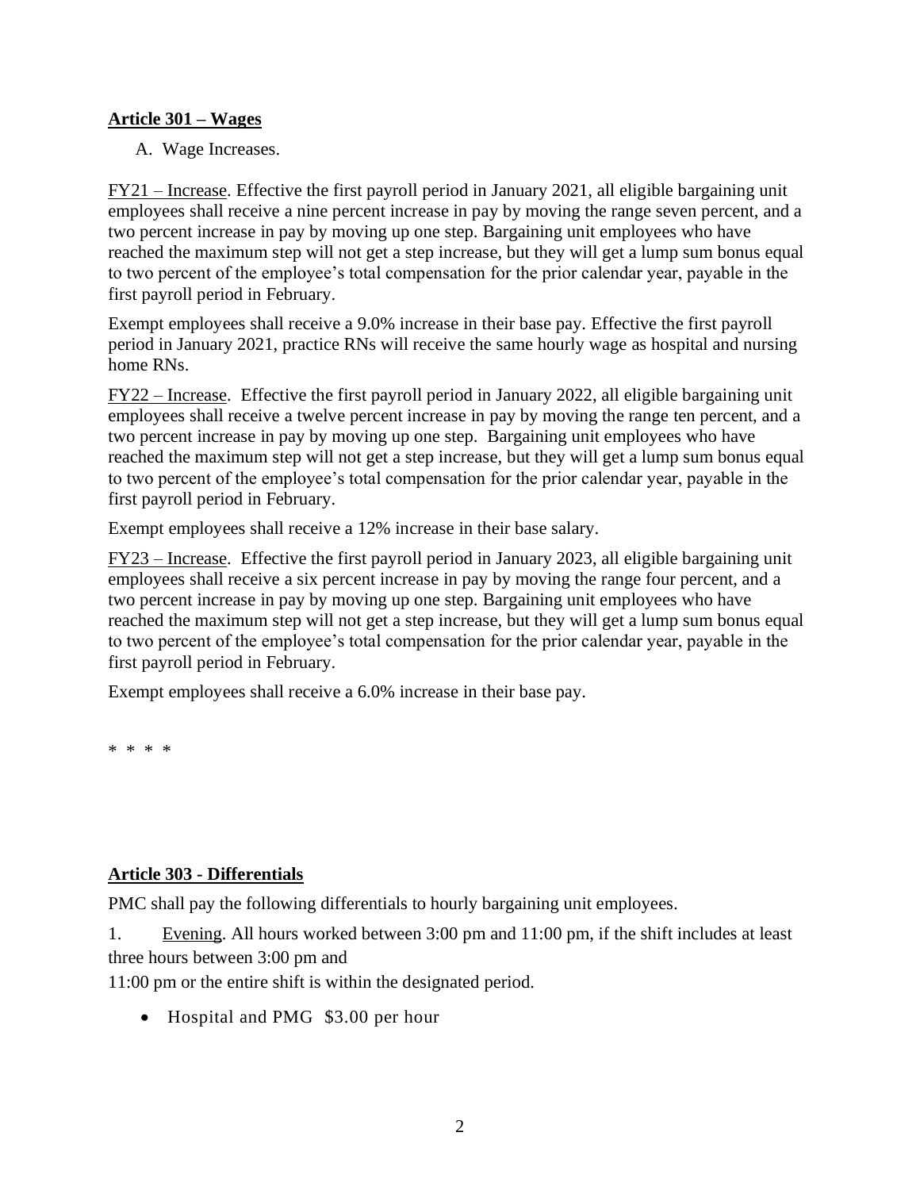**Article 301 – Wages**

A. Wage Increases.

FY21 – Increase. Effective the first payroll period in January 2021, all eligible bargaining unit employees shall receive a nine percent increase in pay by moving the range seven percent, and a two percent increase in pay by moving up one step. Bargaining unit employees who have reached the maximum step will not get a step increase, but they will get a lump sum bonus equal to two percent of the employee's total compensation for the prior calendar year, payable in the first payroll period in February.

Exempt employees shall receive a 9.0% increase in their base pay. Effective the first payroll period in January 2021, practice RNs will receive the same hourly wage as hospital and nursing home RNs.

FY22 – Increase. Effective the first payroll period in January 2022, all eligible bargaining unit employees shall receive a twelve percent increase in pay by moving the range ten percent, and a two percent increase in pay by moving up one step. Bargaining unit employees who have reached the maximum step will not get a step increase, but they will get a lump sum bonus equal to two percent of the employee's total compensation for the prior calendar year, payable in the first payroll period in February.

Exempt employees shall receive a 12% increase in their base salary.

FY23 – Increase. Effective the first payroll period in January 2023, all eligible bargaining unit employees shall receive a six percent increase in pay by moving the range four percent, and a two percent increase in pay by moving up one step. Bargaining unit employees who have reached the maximum step will not get a step increase, but they will get a lump sum bonus equal to two percent of the employee's total compensation for the prior calendar year, payable in the first payroll period in February.

Exempt employees shall receive a 6.0% increase in their base pay.

\* \* \* \*

**Article 303 - Differentials**

PMC shall pay the following differentials to hourly bargaining unit employees.

1. Evening. All hours worked between 3:00 pm and 11:00 pm, if the shift includes at least three hours between 3:00 pm and 11:00 pm or the entire shift is within the designated period.

- Hospital and PMG $3.00 per hour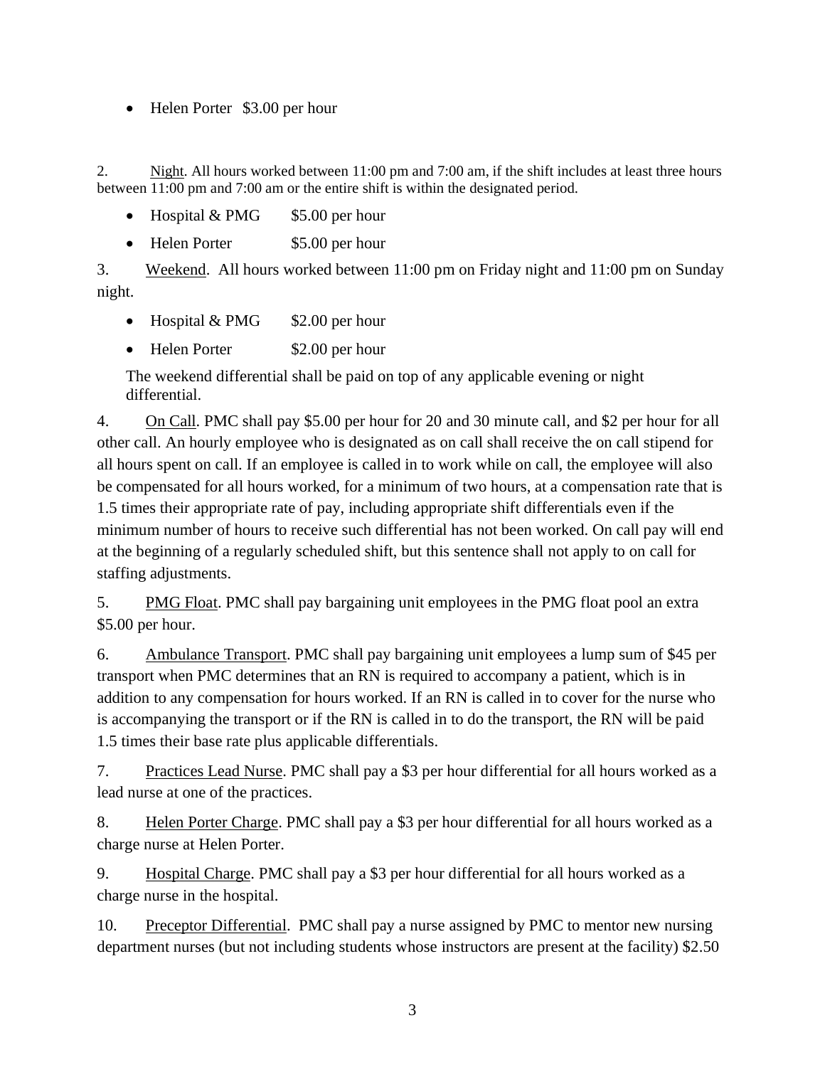- Helen Porter $3.00 per hour

2. Night. All hours worked between 11:00 pm and 7:00 am, if the shift includes at least three hours between 11:00 pm and 7:00 am or the entire shift is within the designated period.

- Hospital & PMG $5.00 per hour
- Helen Porter $5.00 per hour

3. Weekend. All hours worked between 11:00 pm on Friday night and 11:00 pm on Sunday night.

- Hospital & PMG $2.00 per hour
- Helen Porter $2.00 per hour

The weekend differential shall be paid on top of any applicable evening or night differential.

4. On Call. PMC shall pay $5.00 per hour for 20 and 30 minute call, and $2 per hour for all other call. An hourly employee who is designated as on call shall receive the on call stipend for all hours spent on call. If an employee is called in to work while on call, the employee will also be compensated for all hours worked, for a minimum of two hours, at a compensation rate that is 1.5 times their appropriate rate of pay, including appropriate shift differentials even if the minimum number of hours to receive such differential has not been worked. On call pay will end at the beginning of a regularly scheduled shift, but this sentence shall not apply to on call for staffing adjustments.

5. PMG Float. PMC shall pay bargaining unit employees in the PMG float pool an extra $5.00 per hour.

6. Ambulance Transport. PMC shall pay bargaining unit employees a lump sum of $45 per transport when PMC determines that an RN is required to accompany a patient, which is in addition to any compensation for hours worked. If an RN is called in to cover for the nurse who is accompanying the transport or if the RN is called in to do the transport, the RN will be paid 1.5 times their base rate plus applicable differentials.

7. Practices Lead Nurse. PMC shall pay a $3 per hour differential for all hours worked as a lead nurse at one of the practices.

8. Helen Porter Charge. PMC shall pay a $3 per hour differential for all hours worked as a charge nurse at Helen Porter.

9. Hospital Charge. PMC shall pay a $3 per hour differential for all hours worked as a charge nurse in the hospital.

10. Preceptor Differential. PMC shall pay a nurse assigned by PMC to mentor new nursing department nurses (but not including students whose instructors are present at the facility) $2.50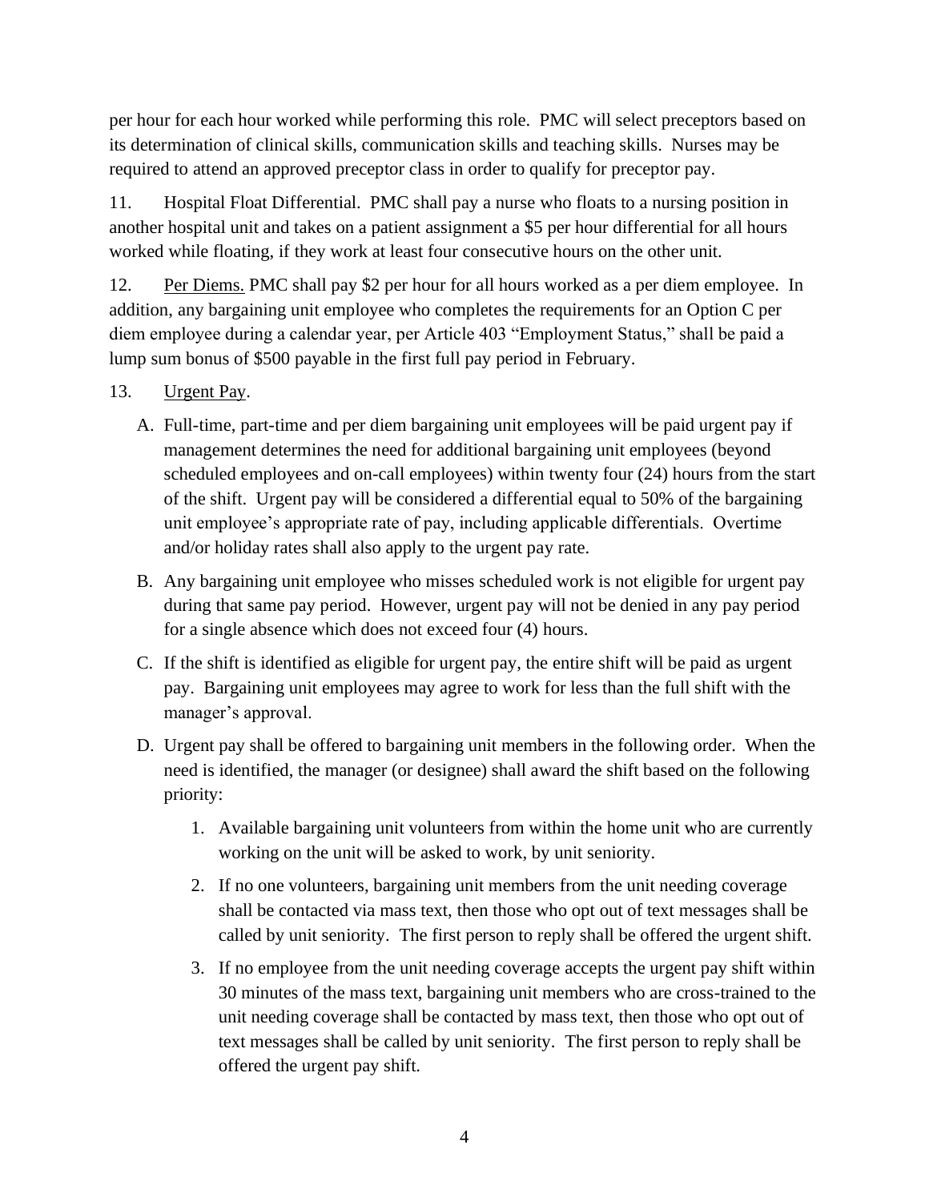per hour for each hour worked while performing this role. PMC will select preceptors based on its determination of clinical skills, communication skills and teaching skills. Nurses may be required to attend an approved preceptor class in order to qualify for preceptor pay.

11. Hospital Float Differential. PMC shall pay a nurse who floats to a nursing position in another hospital unit and takes on a patient assignment a $5 per hour differential for all hours worked while floating, if they work at least four consecutive hours on the other unit.

12. Per Diems. PMC shall pay $2 per hour for all hours worked as a per diem employee. In addition, any bargaining unit employee who completes the requirements for an Option C per diem employee during a calendar year, per Article 403 "Employment Status," shall be paid a lump sum bonus of $500 payable in the first full pay period in February.

13. Urgent Pay.

A. Full-time, part-time and per diem bargaining unit employees will be paid urgent pay if management determines the need for additional bargaining unit employees (beyond scheduled employees and on-call employees) within twenty four (24) hours from the start of the shift. Urgent pay will be considered a differential equal to 50% of the bargaining unit employee's appropriate rate of pay, including applicable differentials. Overtime and/or holiday rates shall also apply to the urgent pay rate.

B. Any bargaining unit employee who misses scheduled work is not eligible for urgent pay during that same pay period. However, urgent pay will not be denied in any pay period for a single absence which does not exceed four (4) hours.

C. If the shift is identified as eligible for urgent pay, the entire shift will be paid as urgent pay. Bargaining unit employees may agree to work for less than the full shift with the manager's approval.

D. Urgent pay shall be offered to bargaining unit members in the following order. When the need is identified, the manager (or designee) shall award the shift based on the following priority:

1. Available bargaining unit volunteers from within the home unit who are currently working on the unit will be asked to work, by unit seniority.
2. If no one volunteers, bargaining unit members from the unit needing coverage shall be contacted via mass text, then those who opt out of text messages shall be called by unit seniority. The first person to reply shall be offered the urgent shift.
3. If no employee from the unit needing coverage accepts the urgent pay shift within 30 minutes of the mass text, bargaining unit members who are cross-trained to the unit needing coverage shall be contacted by mass text, then those who opt out of text messages shall be called by unit seniority. The first person to reply shall be offered the urgent pay shift.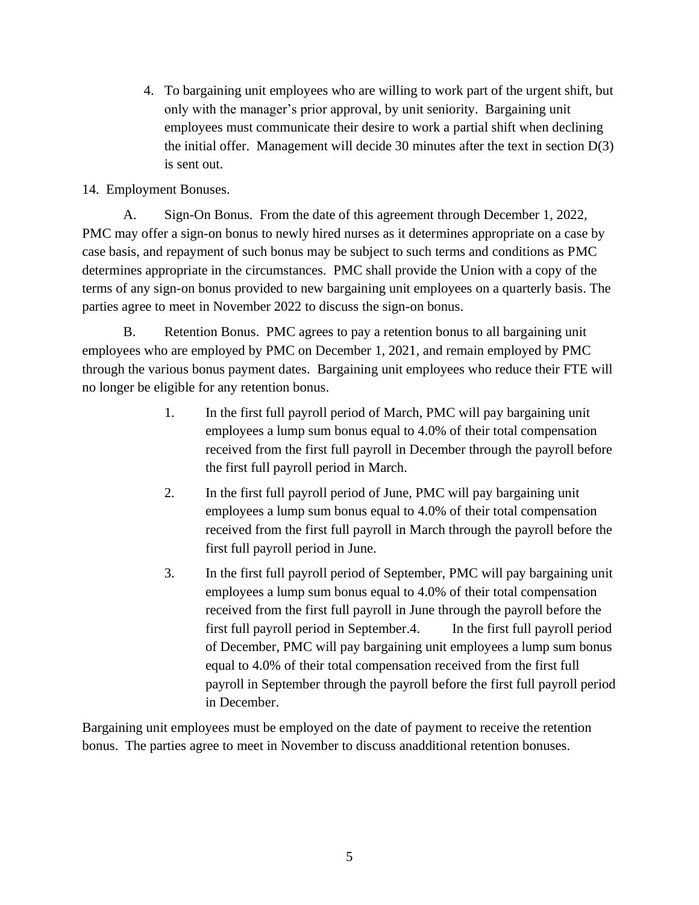4. To bargaining unit employees who are willing to work part of the urgent shift, but only with the manager's prior approval, by unit seniority. Bargaining unit employees must communicate their desire to work a partial shift when declining the initial offer. Management will decide 30 minutes after the text in section D(3) is sent out.

14. Employment Bonuses.

A. Sign-On Bonus. From the date of this agreement through December 1, 2022, PMC may offer a sign-on bonus to newly hired nurses as it determines appropriate on a case by case basis, and repayment of such bonus may be subject to such terms and conditions as PMC determines appropriate in the circumstances. PMC shall provide the Union with a copy of the terms of any sign-on bonus provided to new bargaining unit employees on a quarterly basis. The parties agree to meet in November 2022 to discuss the sign-on bonus.

B. Retention Bonus. PMC agrees to pay a retention bonus to all bargaining unit employees who are employed by PMC on December 1, 2021, and remain employed by PMC through the various bonus payment dates. Bargaining unit employees who reduce their FTE will no longer be eligible for any retention bonus.

1. In the first full payroll period of March, PMC will pay bargaining unit employees a lump sum bonus equal to 4.0% of their total compensation received from the first full payroll in December through the payroll before the first full payroll period in March.
2. In the first full payroll period of June, PMC will pay bargaining unit employees a lump sum bonus equal to 4.0% of their total compensation received from the first full payroll in March through the payroll before the first full payroll period in June.
3. In the first full payroll period of September, PMC will pay bargaining unit employees a lump sum bonus equal to 4.0% of their total compensation received from the first full payroll in June through the payroll before the first full payroll period in September.
4. In the first full payroll period of December, PMC will pay bargaining unit employees a lump sum bonus equal to 4.0% of their total compensation received from the first full payroll in September through the payroll before the first full payroll period in December.

Bargaining unit employees must be employed on the date of payment to receive the retention bonus. The parties agree to meet in November to discuss anadditional retention bonuses.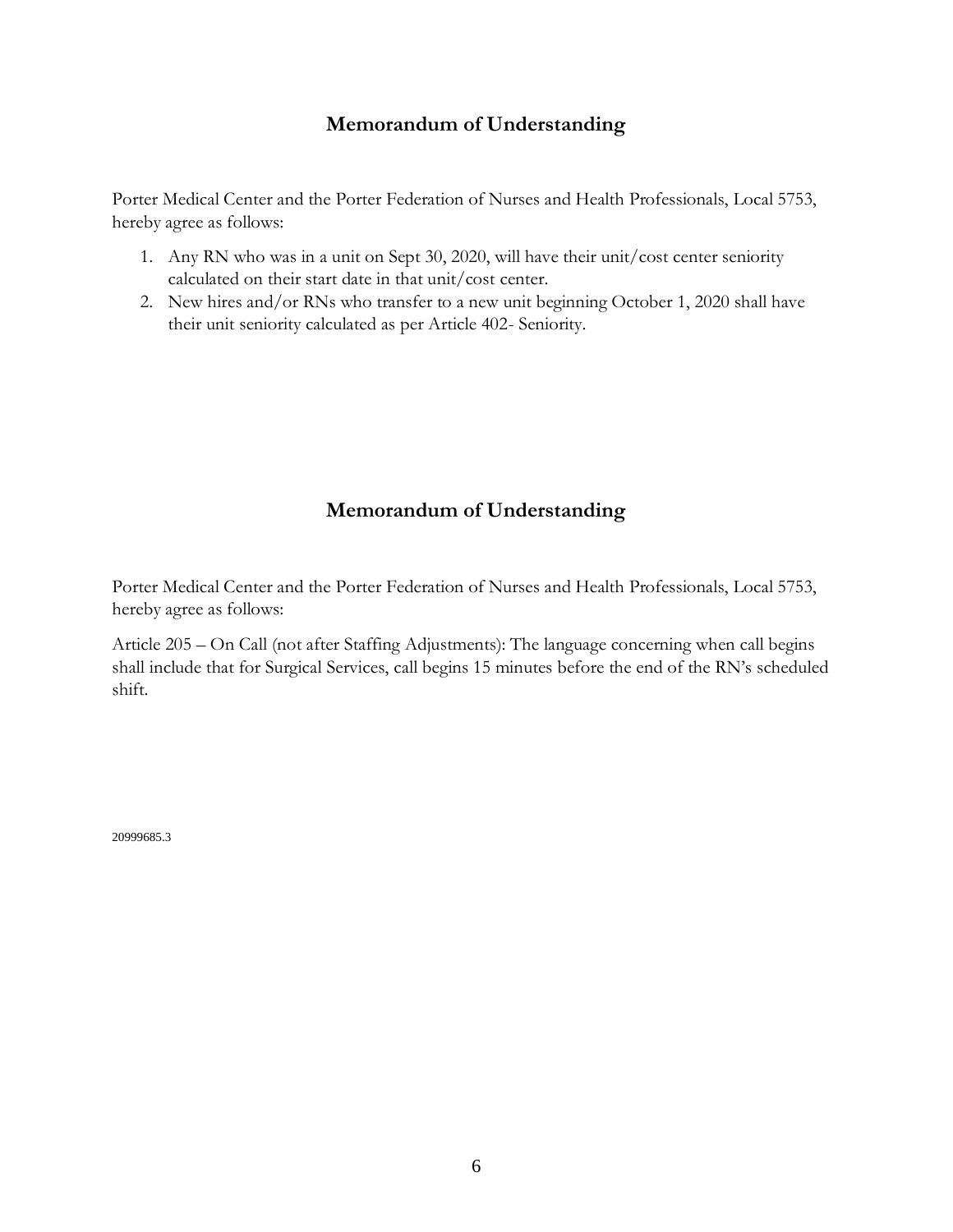## Memorandum of Understanding

Porter Medical Center and the Porter Federation of Nurses and Health Professionals, Local 5753, hereby agree as follows:

1. Any RN who was in a unit on Sept 30, 2020, will have their unit/cost center seniority calculated on their start date in that unit/cost center.
2. New hires and/or RNs who transfer to a new unit beginning October 1, 2020 shall have their unit seniority calculated as per Article 402- Seniority.

## Memorandum of Understanding

Porter Medical Center and the Porter Federation of Nurses and Health Professionals, Local 5753, hereby agree as follows:

Article 205 – On Call (not after Staffing Adjustments): The language concerning when call begins shall include that for Surgical Services, call begins 15 minutes before the end of the RN's scheduled shift.

20999685.3